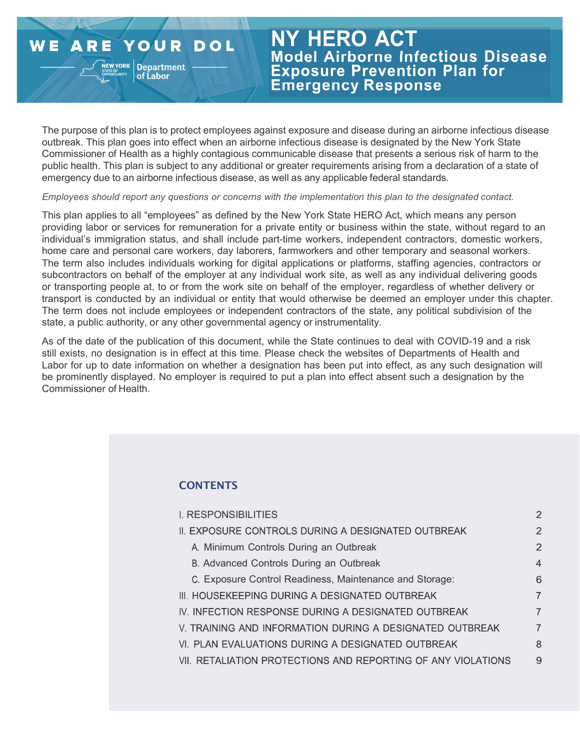WE ARE YOUR DOL

NEW YORK STATE OF OPPORTUNITY. Department of Labor

# NY HERO ACT

## Model Airborne Infectious Disease Exposure Prevention Plan for Emergency Response

The purpose of this plan is to protect employees against exposure and disease during an airborne infectious disease outbreak. This plan goes into effect when an airborne infectious disease is designated by the New York State Commissioner of Health as a highly contagious communicable disease that presents a serious risk of harm to the public health. This plan is subject to any additional or greater requirements arising from a declaration of a state of emergency due to an airborne infectious disease, as well as any applicable federal standards.

*Employees should report any questions or concerns with the implementation this plan to the designated contact.*

This plan applies to all "employees" as defined by the New York State HERO Act, which means any person providing labor or services for remuneration for a private entity or business within the state, without regard to an individual's immigration status, and shall include part-time workers, independent contractors, domestic workers, home care and personal care workers, day laborers, farmworkers and other temporary and seasonal workers. The term also includes individuals working for digital applications or platforms, staffing agencies, contractors or subcontractors on behalf of the employer at any individual work site, as well as any individual delivering goods or transporting people at, to or from the work site on behalf of the employer, regardless of whether delivery or transport is conducted by an individual or entity that would otherwise be deemed an employer under this chapter. The term does not include employees or independent contractors of the state, any political subdivision of the state, a public authority, or any other governmental agency or instrumentality.

As of the date of the publication of this document, while the State continues to deal with COVID-19 and a risk still exists, no designation is in effect at this time. Please check the websites of Departments of Health and Labor for up to date information on whether a designation has been put into effect, as any such designation will be prominently displayed. No employer is required to put a plan into effect absent such a designation by the Commissioner of Health.

### CONTENTS

| | |
|---|---|
| I. RESPONSIBILITIES | 2 |
| II. EXPOSURE CONTROLS DURING A DESIGNATED OUTBREAK | 2 |
| A. Minimum Controls During an Outbreak | 2 |
| B. Advanced Controls During an Outbreak | 4 |
| C. Exposure Control Readiness, Maintenance and Storage: | 6 |
| III. HOUSEKEEPING DURING A DESIGNATED OUTBREAK | 7 |
| IV. INFECTION RESPONSE DURING A DESIGNATED OUTBREAK | 7 |
| V. TRAINING AND INFORMATION DURING A DESIGNATED OUTBREAK | 7 |
| VI. PLAN EVALUATIONS DURING A DESIGNATED OUTBREAK | 8 |
| VII. RETALIATION PROTECTIONS AND REPORTING OF ANY VIOLATIONS | 9 |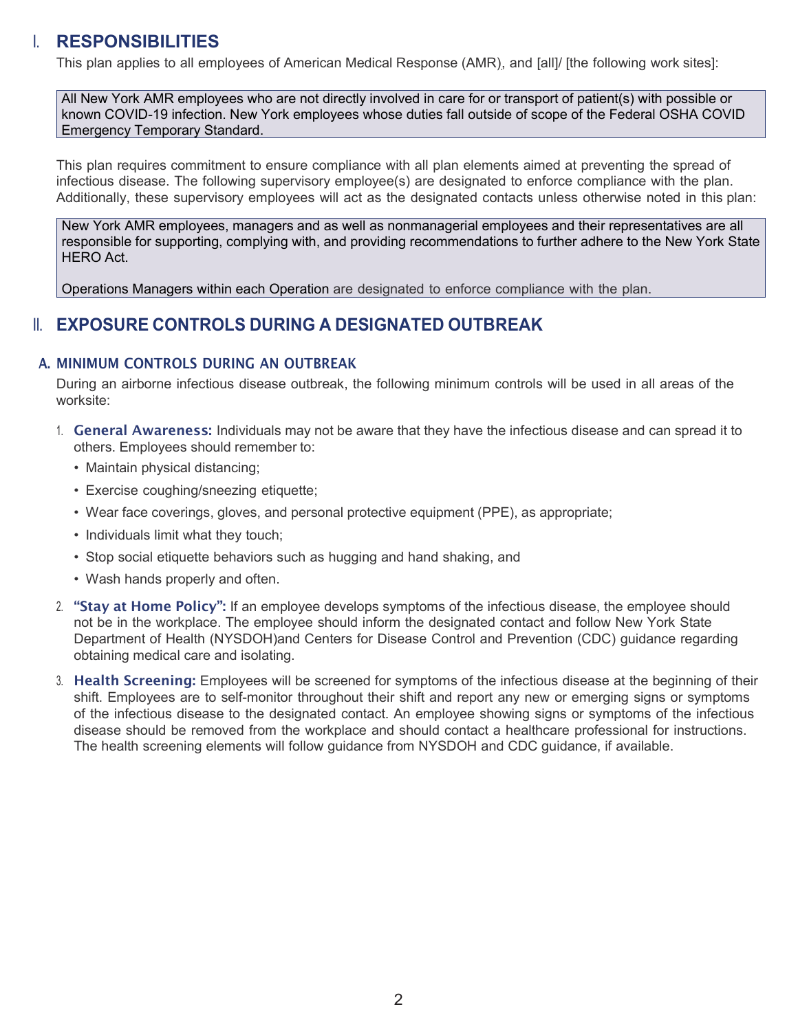## I. RESPONSIBILITIES

This plan applies to all employees of American Medical Response (AMR), and [all]/ [the following work sites]:

> All New York AMR employees who are not directly involved in care for or transport of patient(s) with possible or known COVID-19 infection. New York employees whose duties fall outside of scope of the Federal OSHA COVID Emergency Temporary Standard.

This plan requires commitment to ensure compliance with all plan elements aimed at preventing the spread of infectious disease. The following supervisory employee(s) are designated to enforce compliance with the plan. Additionally, these supervisory employees will act as the designated contacts unless otherwise noted in this plan:

> New York AMR employees, managers and as well as nonmanagerial employees and their representatives are all responsible for supporting, complying with, and providing recommendations to further adhere to the New York State HERO Act.
>
> Operations Managers within each Operation are designated to enforce compliance with the plan.

## II. EXPOSURE CONTROLS DURING A DESIGNATED OUTBREAK

### A. MINIMUM CONTROLS DURING AN OUTBREAK

During an airborne infectious disease outbreak, the following minimum controls will be used in all areas of the worksite:

1. **General Awareness:** Individuals may not be aware that they have the infectious disease and can spread it to others. Employees should remember to:
   - Maintain physical distancing;
   - Exercise coughing/sneezing etiquette;
   - Wear face coverings, gloves, and personal protective equipment (PPE), as appropriate;
   - Individuals limit what they touch;
   - Stop social etiquette behaviors such as hugging and hand shaking, and
   - Wash hands properly and often.
2. **"Stay at Home Policy":** If an employee develops symptoms of the infectious disease, the employee should not be in the workplace. The employee should inform the designated contact and follow New York State Department of Health (NYSDOH)and Centers for Disease Control and Prevention (CDC) guidance regarding obtaining medical care and isolating.
3. **Health Screening:** Employees will be screened for symptoms of the infectious disease at the beginning of their shift. Employees are to self-monitor throughout their shift and report any new or emerging signs or symptoms of the infectious disease to the designated contact. An employee showing signs or symptoms of the infectious disease should be removed from the workplace and should contact a healthcare professional for instructions. The health screening elements will follow guidance from NYSDOH and CDC guidance, if available.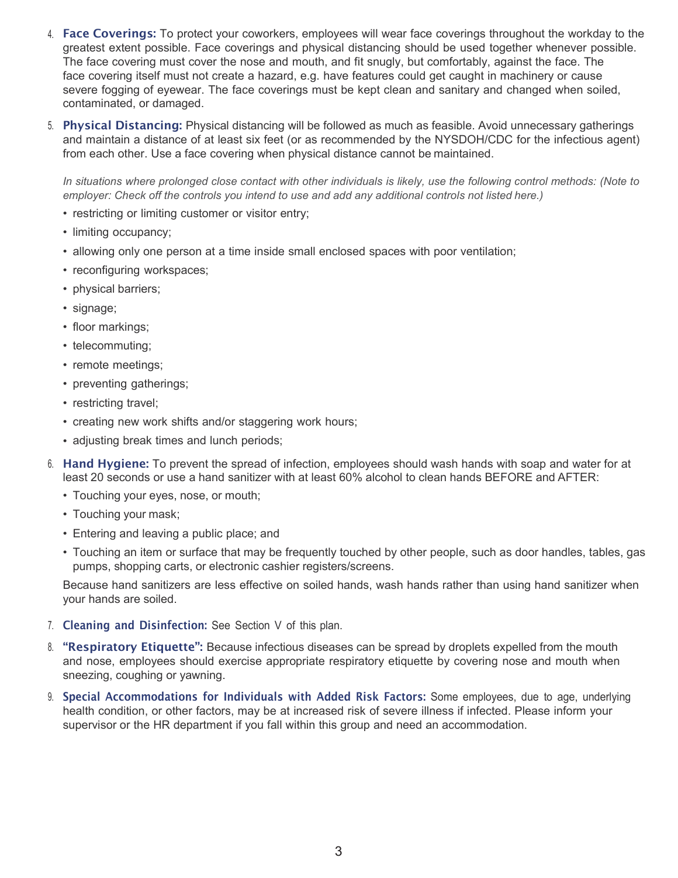4. **Face Coverings:** To protect your coworkers, employees will wear face coverings throughout the workday to the greatest extent possible. Face coverings and physical distancing should be used together whenever possible. The face covering must cover the nose and mouth, and fit snugly, but comfortably, against the face. The face covering itself must not create a hazard, e.g. have features could get caught in machinery or cause severe fogging of eyewear. The face coverings must be kept clean and sanitary and changed when soiled, contaminated, or damaged.

5. **Physical Distancing:** Physical distancing will be followed as much as feasible. Avoid unnecessary gatherings and maintain a distance of at least six feet (or as recommended by the NYSDOH/CDC for the infectious agent) from each other. Use a face covering when physical distance cannot be maintained.

   *In situations where prolonged close contact with other individuals is likely, use the following control methods: (Note to employer: Check off the controls you intend to use and add any additional controls not listed here.)*

   - restricting or limiting customer or visitor entry;
   - limiting occupancy;
   - allowing only one person at a time inside small enclosed spaces with poor ventilation;
   - reconfiguring workspaces;
   - physical barriers;
   - signage;
   - floor markings;
   - telecommuting;
   - remote meetings;
   - preventing gatherings;
   - restricting travel;
   - creating new work shifts and/or staggering work hours;
   - adjusting break times and lunch periods;

6. **Hand Hygiene:** To prevent the spread of infection, employees should wash hands with soap and water for at least 20 seconds or use a hand sanitizer with at least 60% alcohol to clean hands BEFORE and AFTER:

   - Touching your eyes, nose, or mouth;
   - Touching your mask;
   - Entering and leaving a public place; and
   - Touching an item or surface that may be frequently touched by other people, such as door handles, tables, gas pumps, shopping carts, or electronic cashier registers/screens.

   Because hand sanitizers are less effective on soiled hands, wash hands rather than using hand sanitizer when your hands are soiled.

7. **Cleaning and Disinfection:** See Section V of this plan.

8. **"Respiratory Etiquette":** Because infectious diseases can be spread by droplets expelled from the mouth and nose, employees should exercise appropriate respiratory etiquette by covering nose and mouth when sneezing, coughing or yawning.

9. **Special Accommodations for Individuals with Added Risk Factors:** Some employees, due to age, underlying health condition, or other factors, may be at increased risk of severe illness if infected. Please inform your supervisor or the HR department if you fall within this group and need an accommodation.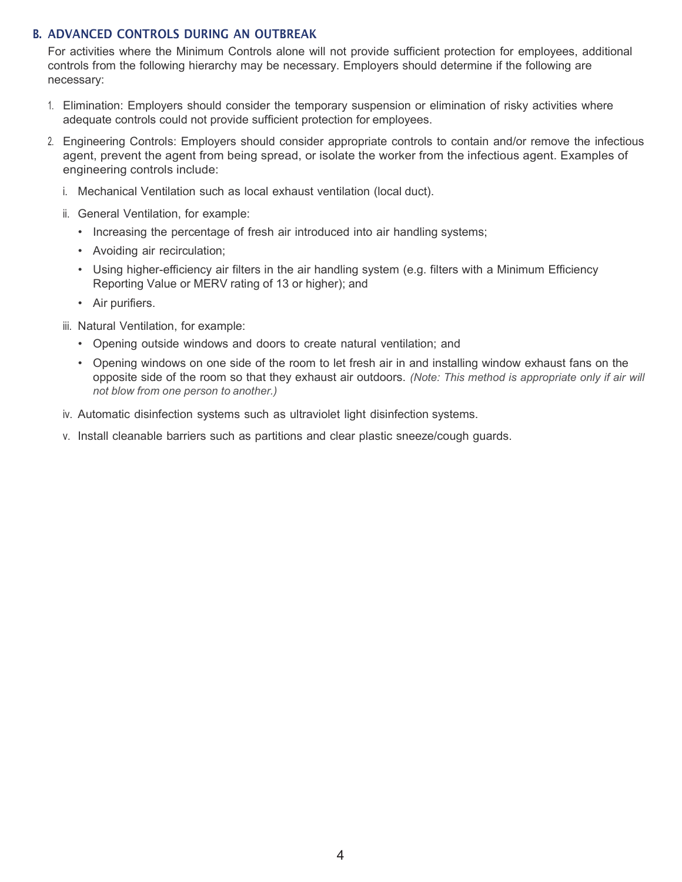## B. ADVANCED CONTROLS DURING AN OUTBREAK

For activities where the Minimum Controls alone will not provide sufficient protection for employees, additional controls from the following hierarchy may be necessary. Employers should determine if the following are necessary:

1. Elimination: Employers should consider the temporary suspension or elimination of risky activities where adequate controls could not provide sufficient protection for employees.

2. Engineering Controls: Employers should consider appropriate controls to contain and/or remove the infectious agent, prevent the agent from being spread, or isolate the worker from the infectious agent. Examples of engineering controls include:

   i. Mechanical Ventilation such as local exhaust ventilation (local duct).

   ii. General Ventilation, for example:

      - Increasing the percentage of fresh air introduced into air handling systems;
      - Avoiding air recirculation;
      - Using higher-efficiency air filters in the air handling system (e.g. filters with a Minimum Efficiency Reporting Value or MERV rating of 13 or higher); and
      - Air purifiers.

   iii. Natural Ventilation, for example:

      - Opening outside windows and doors to create natural ventilation; and
      - Opening windows on one side of the room to let fresh air in and installing window exhaust fans on the opposite side of the room so that they exhaust air outdoors. *(Note: This method is appropriate only if air will not blow from one person to another.)*

   iv. Automatic disinfection systems such as ultraviolet light disinfection systems.

   v. Install cleanable barriers such as partitions and clear plastic sneeze/cough guards.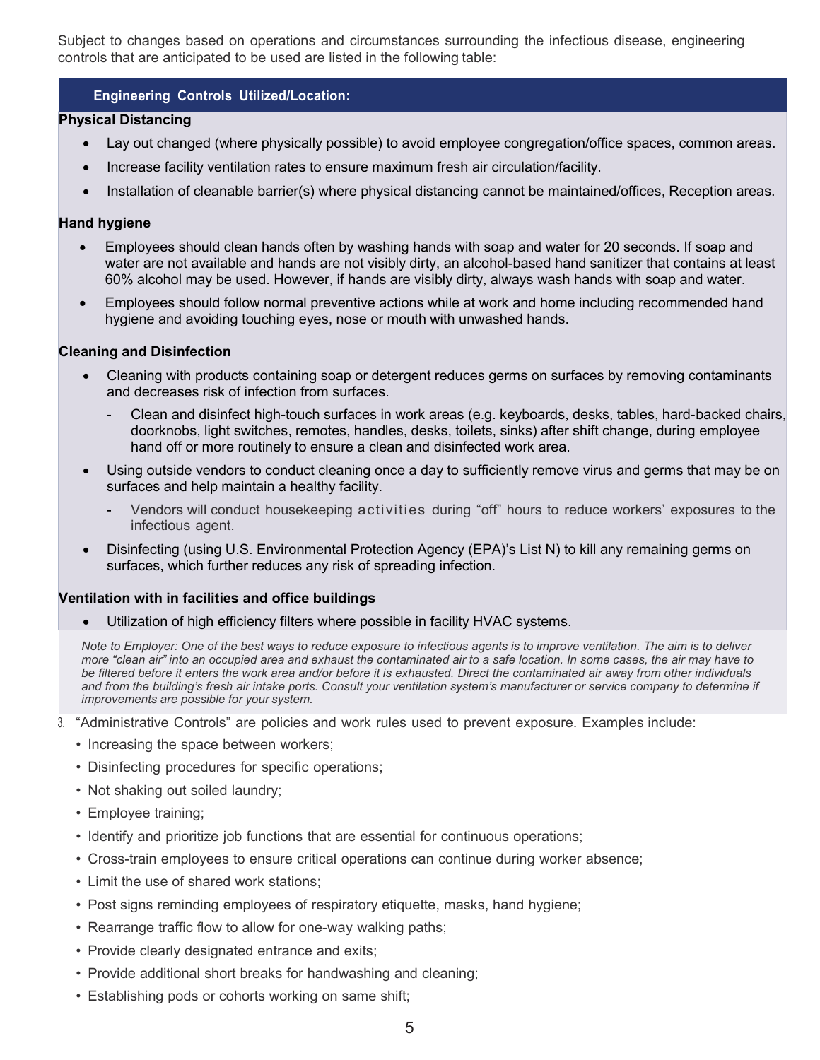Subject to changes based on operations and circumstances surrounding the infectious disease, engineering controls that are anticipated to be used are listed in the following table:

**Engineering Controls Utilized/Location:**

**Physical Distancing**

- Lay out changed (where physically possible) to avoid employee congregation/office spaces, common areas.
- Increase facility ventilation rates to ensure maximum fresh air circulation/facility.
- Installation of cleanable barrier(s) where physical distancing cannot be maintained/offices, Reception areas.

**Hand hygiene**

- Employees should clean hands often by washing hands with soap and water for 20 seconds. If soap and water are not available and hands are not visibly dirty, an alcohol-based hand sanitizer that contains at least 60% alcohol may be used. However, if hands are visibly dirty, always wash hands with soap and water.
- Employees should follow normal preventive actions while at work and home including recommended hand hygiene and avoiding touching eyes, nose or mouth with unwashed hands.

**Cleaning and Disinfection**

- Cleaning with products containing soap or detergent reduces germs on surfaces by removing contaminants and decreases risk of infection from surfaces.
  - Clean and disinfect high-touch surfaces in work areas (e.g. keyboards, desks, tables, hard-backed chairs, doorknobs, light switches, remotes, handles, desks, toilets, sinks) after shift change, during employee hand off or more routinely to ensure a clean and disinfected work area.
- Using outside vendors to conduct cleaning once a day to sufficiently remove virus and germs that may be on surfaces and help maintain a healthy facility.
  - Vendors will conduct housekeeping activities during "off" hours to reduce workers' exposures to the infectious agent.
- Disinfecting (using U.S. Environmental Protection Agency (EPA)'s List N) to kill any remaining germs on surfaces, which further reduces any risk of spreading infection.

**Ventilation with in facilities and office buildings**

- Utilization of high efficiency filters where possible in facility HVAC systems.

*Note to Employer: One of the best ways to reduce exposure to infectious agents is to improve ventilation. The aim is to deliver more "clean air" into an occupied area and exhaust the contaminated air to a safe location. In some cases, the air may have to be filtered before it enters the work area and/or before it is exhausted. Direct the contaminated air away from other individuals and from the building's fresh air intake ports. Consult your ventilation system's manufacturer or service company to determine if improvements are possible for your system.*

3. "Administrative Controls" are policies and work rules used to prevent exposure. Examples include:
   - Increasing the space between workers;
   - Disinfecting procedures for specific operations;
   - Not shaking out soiled laundry;
   - Employee training;
   - Identify and prioritize job functions that are essential for continuous operations;
   - Cross-train employees to ensure critical operations can continue during worker absence;
   - Limit the use of shared work stations;
   - Post signs reminding employees of respiratory etiquette, masks, hand hygiene;
   - Rearrange traffic flow to allow for one-way walking paths;
   - Provide clearly designated entrance and exits;
   - Provide additional short breaks for handwashing and cleaning;
   - Establishing pods or cohorts working on same shift;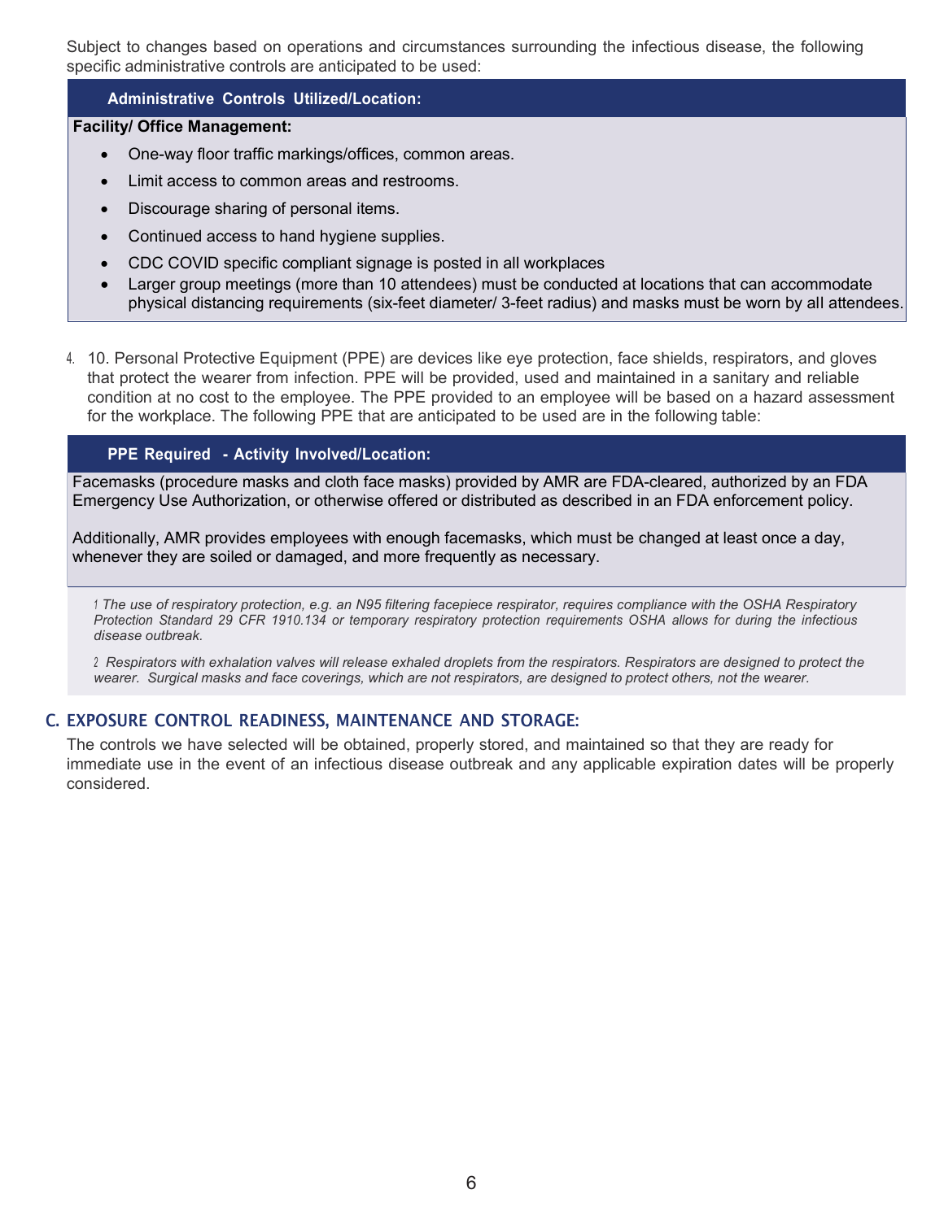Subject to changes based on operations and circumstances surrounding the infectious disease, the following specific administrative controls are anticipated to be used:

| Administrative Controls Utilized/Location: |
| --- |
| **Facility/ Office Management:**<br>• One-way floor traffic markings/offices, common areas.<br>• Limit access to common areas and restrooms.<br>• Discourage sharing of personal items.<br>• Continued access to hand hygiene supplies.<br>• CDC COVID specific compliant signage is posted in all workplaces<br>• Larger group meetings (more than 10 attendees) must be conducted at locations that can accommodate physical distancing requirements (six-feet diameter/ 3-feet radius) and masks must be worn by all attendees. |

4. 10. Personal Protective Equipment (PPE) are devices like eye protection, face shields, respirators, and gloves that protect the wearer from infection. PPE will be provided, used and maintained in a sanitary and reliable condition at no cost to the employee. The PPE provided to an employee will be based on a hazard assessment for the workplace. The following PPE that are anticipated to be used are in the following table:

| PPE Required - Activity Involved/Location: |
| --- |
| Facemasks (procedure masks and cloth face masks) provided by AMR are FDA-cleared, authorized by an FDA Emergency Use Authorization, or otherwise offered or distributed as described in an FDA enforcement policy.<br><br>Additionally, AMR provides employees with enough facemasks, which must be changed at least once a day, whenever they are soiled or damaged, and more frequently as necessary. |

*[1] The use of respiratory protection, e.g. an N95 filtering facepiece respirator, requires compliance with the OSHA Respiratory Protection Standard 29 CFR 1910.134 or temporary respiratory protection requirements OSHA allows for during the infectious disease outbreak.*

*[2] Respirators with exhalation valves will release exhaled droplets from the respirators. Respirators are designed to protect the wearer. Surgical masks and face coverings, which are not respirators, are designed to protect others, not the wearer.*

## C. EXPOSURE CONTROL READINESS, MAINTENANCE AND STORAGE:

The controls we have selected will be obtained, properly stored, and maintained so that they are ready for immediate use in the event of an infectious disease outbreak and any applicable expiration dates will be properly considered.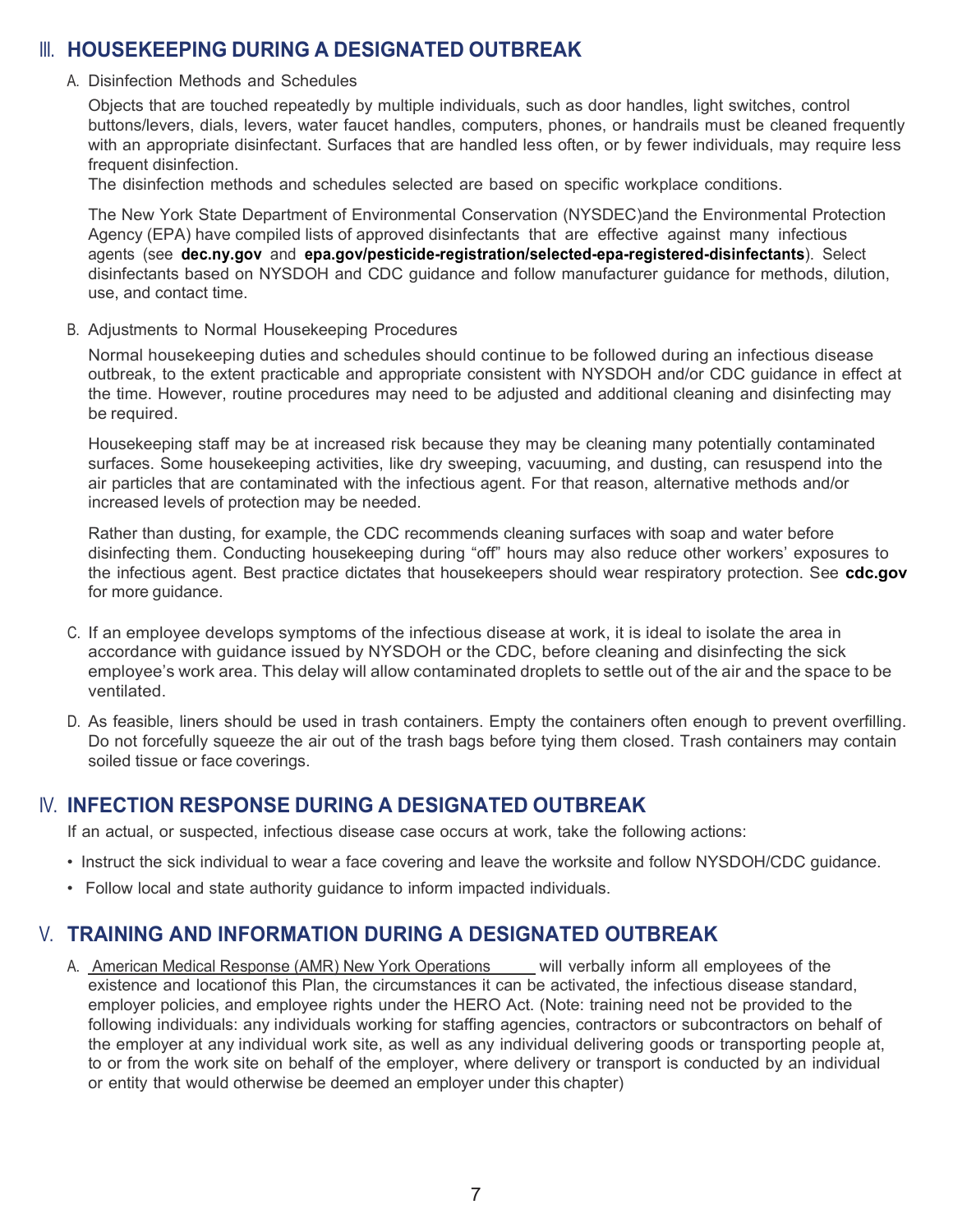## III. HOUSEKEEPING DURING A DESIGNATED OUTBREAK

A. Disinfection Methods and Schedules

Objects that are touched repeatedly by multiple individuals, such as door handles, light switches, control buttons/levers, dials, levers, water faucet handles, computers, phones, or handrails must be cleaned frequently with an appropriate disinfectant. Surfaces that are handled less often, or by fewer individuals, may require less frequent disinfection.
The disinfection methods and schedules selected are based on specific workplace conditions.

The New York State Department of Environmental Conservation (NYSDEC)and the Environmental Protection Agency (EPA) have compiled lists of approved disinfectants that are effective against many infectious agents (see **dec.ny.gov** and **epa.gov/pesticide-registration/selected-epa-registered-disinfectants**). Select disinfectants based on NYSDOH and CDC guidance and follow manufacturer guidance for methods, dilution, use, and contact time.

B. Adjustments to Normal Housekeeping Procedures

Normal housekeeping duties and schedules should continue to be followed during an infectious disease outbreak, to the extent practicable and appropriate consistent with NYSDOH and/or CDC guidance in effect at the time. However, routine procedures may need to be adjusted and additional cleaning and disinfecting may be required.

Housekeeping staff may be at increased risk because they may be cleaning many potentially contaminated surfaces. Some housekeeping activities, like dry sweeping, vacuuming, and dusting, can resuspend into the air particles that are contaminated with the infectious agent. For that reason, alternative methods and/or increased levels of protection may be needed.

Rather than dusting, for example, the CDC recommends cleaning surfaces with soap and water before disinfecting them. Conducting housekeeping during "off" hours may also reduce other workers' exposures to the infectious agent. Best practice dictates that housekeepers should wear respiratory protection. See **cdc.gov** for more guidance.

C. If an employee develops symptoms of the infectious disease at work, it is ideal to isolate the area in accordance with guidance issued by NYSDOH or the CDC, before cleaning and disinfecting the sick employee's work area. This delay will allow contaminated droplets to settle out of the air and the space to be ventilated.

D. As feasible, liners should be used in trash containers. Empty the containers often enough to prevent overfilling. Do not forcefully squeeze the air out of the trash bags before tying them closed. Trash containers may contain soiled tissue or face coverings.

## IV. INFECTION RESPONSE DURING A DESIGNATED OUTBREAK

If an actual, or suspected, infectious disease case occurs at work, take the following actions:

- Instruct the sick individual to wear a face covering and leave the worksite and follow NYSDOH/CDC guidance.
- Follow local and state authority guidance to inform impacted individuals.

## V. TRAINING AND INFORMATION DURING A DESIGNATED OUTBREAK

A. American Medical Response (AMR) New York Operations will verbally inform all employees of the existence and locationof this Plan, the circumstances it can be activated, the infectious disease standard, employer policies, and employee rights under the HERO Act. (Note: training need not be provided to the following individuals: any individuals working for staffing agencies, contractors or subcontractors on behalf of the employer at any individual work site, as well as any individual delivering goods or transporting people at, to or from the work site on behalf of the employer, where delivery or transport is conducted by an individual or entity that would otherwise be deemed an employer under this chapter)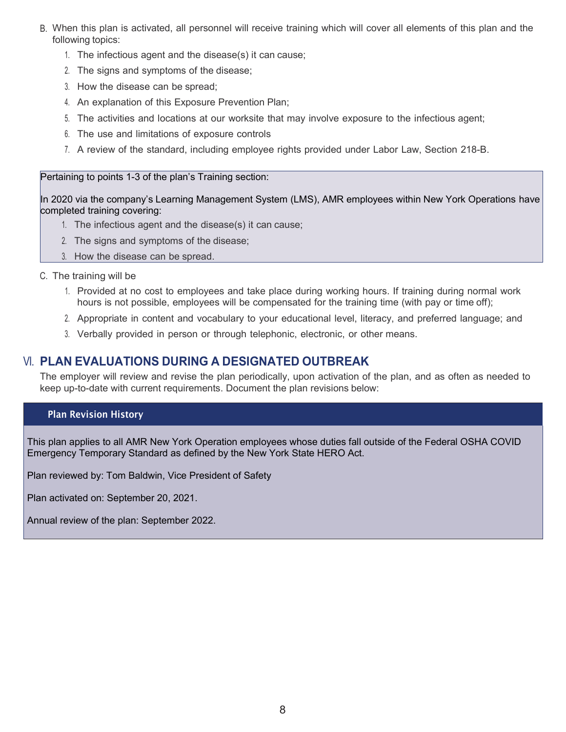B. When this plan is activated, all personnel will receive training which will cover all elements of this plan and the following topics:

1. The infectious agent and the disease(s) it can cause;
2. The signs and symptoms of the disease;
3. How the disease can be spread;
4. An explanation of this Exposure Prevention Plan;
5. The activities and locations at our worksite that may involve exposure to the infectious agent;
6. The use and limitations of exposure controls
7. A review of the standard, including employee rights provided under Labor Law, Section 218-B.

Pertaining to points 1-3 of the plan's Training section:

In 2020 via the company's Learning Management System (LMS), AMR employees within New York Operations have completed training covering:

1. The infectious agent and the disease(s) it can cause;
2. The signs and symptoms of the disease;
3. How the disease can be spread.

C. The training will be

1. Provided at no cost to employees and take place during working hours. If training during normal work hours is not possible, employees will be compensated for the training time (with pay or time off);
2. Appropriate in content and vocabulary to your educational level, literacy, and preferred language; and
3. Verbally provided in person or through telephonic, electronic, or other means.

## VI. PLAN EVALUATIONS DURING A DESIGNATED OUTBREAK

The employer will review and revise the plan periodically, upon activation of the plan, and as often as needed to keep up-to-date with current requirements. Document the plan revisions below:

### Plan Revision History

This plan applies to all AMR New York Operation employees whose duties fall outside of the Federal OSHA COVID Emergency Temporary Standard as defined by the New York State HERO Act.

Plan reviewed by: Tom Baldwin, Vice President of Safety

Plan activated on: September 20, 2021.

Annual review of the plan: September 2022.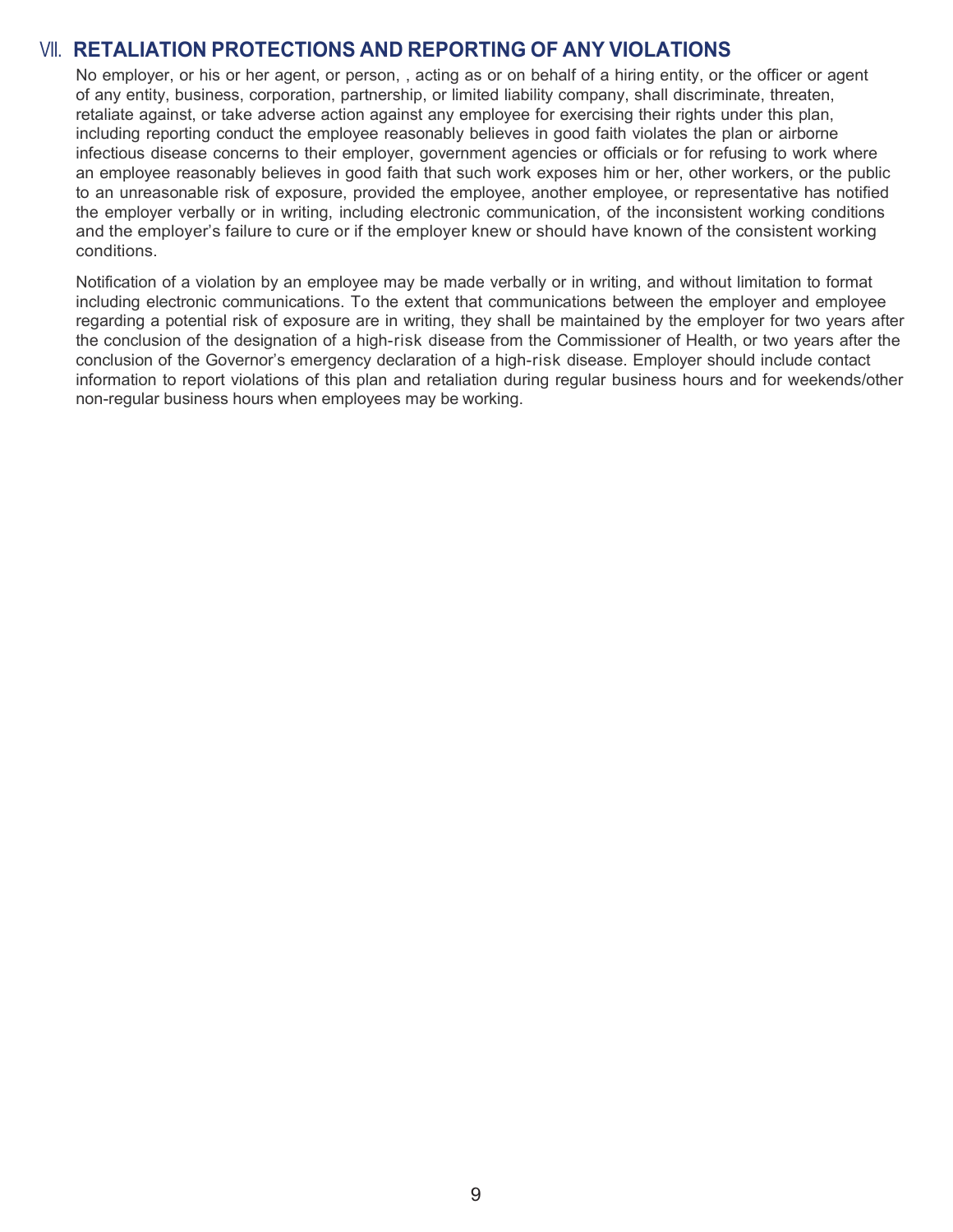## VII. RETALIATION PROTECTIONS AND REPORTING OF ANY VIOLATIONS

No employer, or his or her agent, or person, , acting as or on behalf of a hiring entity, or the officer or agent of any entity, business, corporation, partnership, or limited liability company, shall discriminate, threaten, retaliate against, or take adverse action against any employee for exercising their rights under this plan, including reporting conduct the employee reasonably believes in good faith violates the plan or airborne infectious disease concerns to their employer, government agencies or officials or for refusing to work where an employee reasonably believes in good faith that such work exposes him or her, other workers, or the public to an unreasonable risk of exposure, provided the employee, another employee, or representative has notified the employer verbally or in writing, including electronic communication, of the inconsistent working conditions and the employer's failure to cure or if the employer knew or should have known of the consistent working conditions.

Notification of a violation by an employee may be made verbally or in writing, and without limitation to format including electronic communications. To the extent that communications between the employer and employee regarding a potential risk of exposure are in writing, they shall be maintained by the employer for two years after the conclusion of the designation of a high-risk disease from the Commissioner of Health, or two years after the conclusion of the Governor's emergency declaration of a high-risk disease. Employer should include contact information to report violations of this plan and retaliation during regular business hours and for weekends/other non-regular business hours when employees may be working.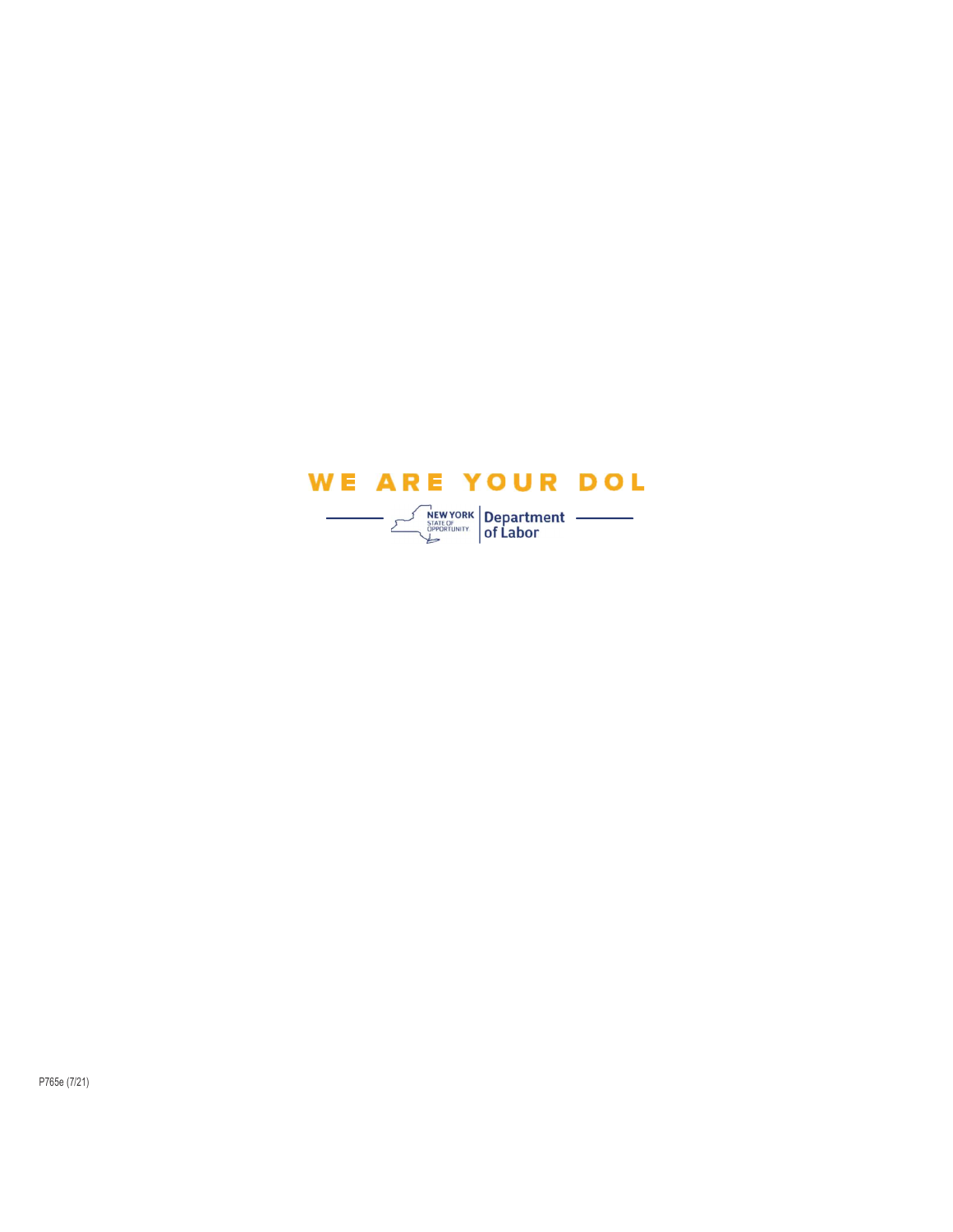WE ARE YOUR DOL

NEW YORK STATE OF OPPORTUNITY | Department of Labor

P765e (7/21)